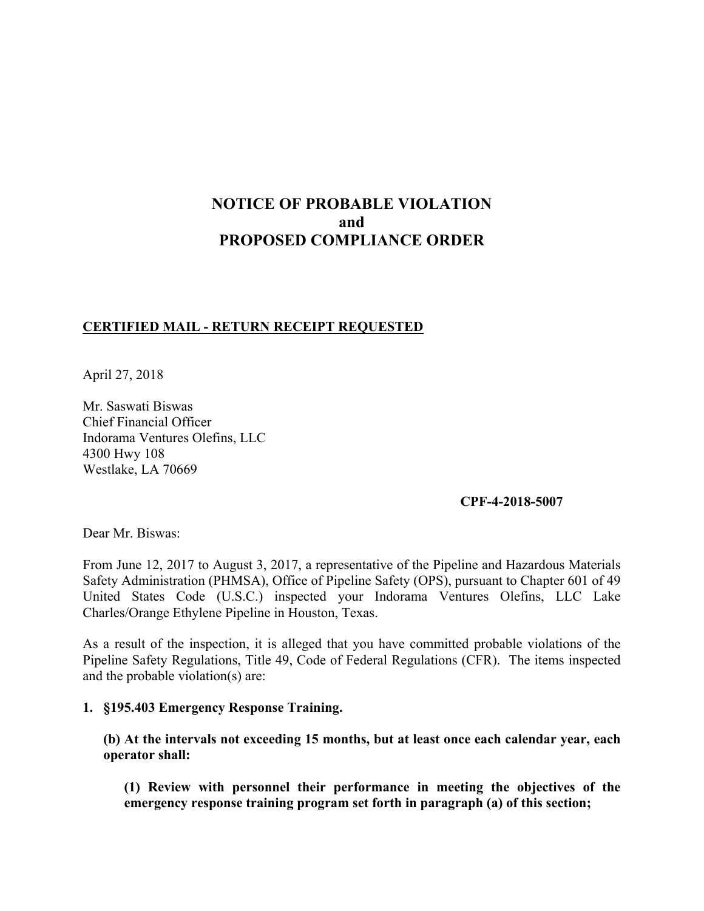# NOTICE OF PROBABLE VIOLATION
# and
# PROPOSED COMPLIANCE ORDER

**CERTIFIED MAIL - RETURN RECEIPT REQUESTED**

April 27, 2018

Mr. Saswati Biswas
Chief Financial Officer
Indorama Ventures Olefins, LLC
4300 Hwy 108
Westlake, LA 70669

**CPF-4-2018-5007**

Dear Mr. Biswas:

From June 12, 2017 to August 3, 2017, a representative of the Pipeline and Hazardous Materials Safety Administration (PHMSA), Office of Pipeline Safety (OPS), pursuant to Chapter 601 of 49 United States Code (U.S.C.) inspected your Indorama Ventures Olefins, LLC Lake Charles/Orange Ethylene Pipeline in Houston, Texas.

As a result of the inspection, it is alleged that you have committed probable violations of the Pipeline Safety Regulations, Title 49, Code of Federal Regulations (CFR). The items inspected and the probable violation(s) are:

**1. §195.403 Emergency Response Training.**

**(b) At the intervals not exceeding 15 months, but at least once each calendar year, each operator shall:**

**(1) Review with personnel their performance in meeting the objectives of the emergency response training program set forth in paragraph (a) of this section;**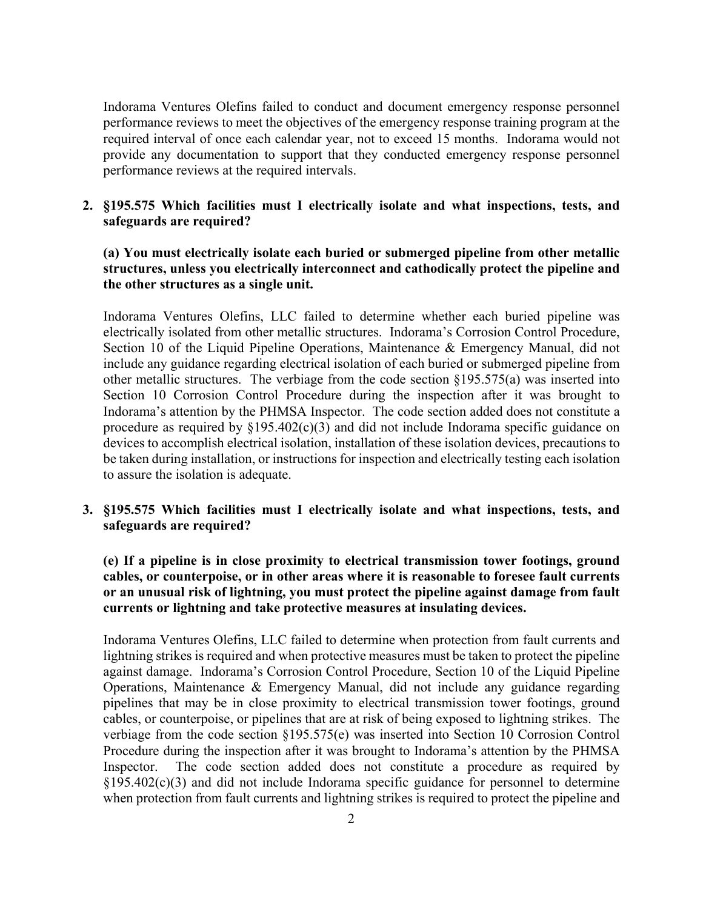Indorama Ventures Olefins failed to conduct and document emergency response personnel performance reviews to meet the objectives of the emergency response training program at the required interval of once each calendar year, not to exceed 15 months. Indorama would not provide any documentation to support that they conducted emergency response personnel performance reviews at the required intervals.

**2. §195.575 Which facilities must I electrically isolate and what inspections, tests, and safeguards are required?**

**(a) You must electrically isolate each buried or submerged pipeline from other metallic structures, unless you electrically interconnect and cathodically protect the pipeline and the other structures as a single unit.**

Indorama Ventures Olefins, LLC failed to determine whether each buried pipeline was electrically isolated from other metallic structures. Indorama's Corrosion Control Procedure, Section 10 of the Liquid Pipeline Operations, Maintenance & Emergency Manual, did not include any guidance regarding electrical isolation of each buried or submerged pipeline from other metallic structures. The verbiage from the code section §195.575(a) was inserted into Section 10 Corrosion Control Procedure during the inspection after it was brought to Indorama's attention by the PHMSA Inspector. The code section added does not constitute a procedure as required by §195.402(c)(3) and did not include Indorama specific guidance on devices to accomplish electrical isolation, installation of these isolation devices, precautions to be taken during installation, or instructions for inspection and electrically testing each isolation to assure the isolation is adequate.

**3. §195.575 Which facilities must I electrically isolate and what inspections, tests, and safeguards are required?**

**(e) If a pipeline is in close proximity to electrical transmission tower footings, ground cables, or counterpoise, or in other areas where it is reasonable to foresee fault currents or an unusual risk of lightning, you must protect the pipeline against damage from fault currents or lightning and take protective measures at insulating devices.**

Indorama Ventures Olefins, LLC failed to determine when protection from fault currents and lightning strikes is required and when protective measures must be taken to protect the pipeline against damage. Indorama's Corrosion Control Procedure, Section 10 of the Liquid Pipeline Operations, Maintenance & Emergency Manual, did not include any guidance regarding pipelines that may be in close proximity to electrical transmission tower footings, ground cables, or counterpoise, or pipelines that are at risk of being exposed to lightning strikes. The verbiage from the code section §195.575(e) was inserted into Section 10 Corrosion Control Procedure during the inspection after it was brought to Indorama's attention by the PHMSA Inspector. The code section added does not constitute a procedure as required by §195.402(c)(3) and did not include Indorama specific guidance for personnel to determine when protection from fault currents and lightning strikes is required to protect the pipeline and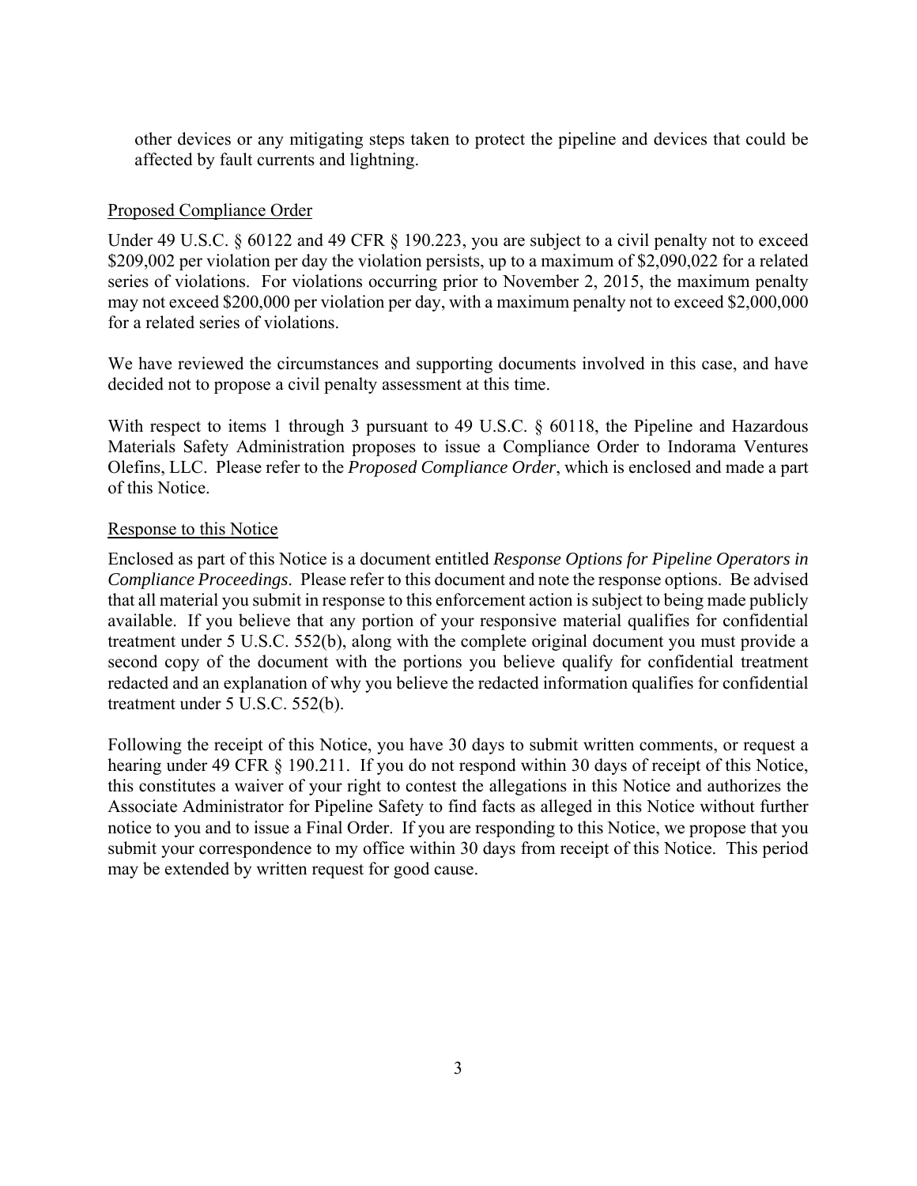other devices or any mitigating steps taken to protect the pipeline and devices that could be affected by fault currents and lightning.

## Proposed Compliance Order

Under 49 U.S.C. § 60122 and 49 CFR § 190.223, you are subject to a civil penalty not to exceed $209,002 per violation per day the violation persists, up to a maximum of $2,090,022 for a related series of violations. For violations occurring prior to November 2, 2015, the maximum penalty may not exceed $200,000 per violation per day, with a maximum penalty not to exceed $2,000,000 for a related series of violations.

We have reviewed the circumstances and supporting documents involved in this case, and have decided not to propose a civil penalty assessment at this time.

With respect to items 1 through 3 pursuant to 49 U.S.C. § 60118, the Pipeline and Hazardous Materials Safety Administration proposes to issue a Compliance Order to Indorama Ventures Olefins, LLC. Please refer to the *Proposed Compliance Order*, which is enclosed and made a part of this Notice.

## Response to this Notice

Enclosed as part of this Notice is a document entitled *Response Options for Pipeline Operators in Compliance Proceedings*. Please refer to this document and note the response options. Be advised that all material you submit in response to this enforcement action is subject to being made publicly available. If you believe that any portion of your responsive material qualifies for confidential treatment under 5 U.S.C. 552(b), along with the complete original document you must provide a second copy of the document with the portions you believe qualify for confidential treatment redacted and an explanation of why you believe the redacted information qualifies for confidential treatment under 5 U.S.C. 552(b).

Following the receipt of this Notice, you have 30 days to submit written comments, or request a hearing under 49 CFR § 190.211. If you do not respond within 30 days of receipt of this Notice, this constitutes a waiver of your right to contest the allegations in this Notice and authorizes the Associate Administrator for Pipeline Safety to find facts as alleged in this Notice without further notice to you and to issue a Final Order. If you are responding to this Notice, we propose that you submit your correspondence to my office within 30 days from receipt of this Notice. This period may be extended by written request for good cause.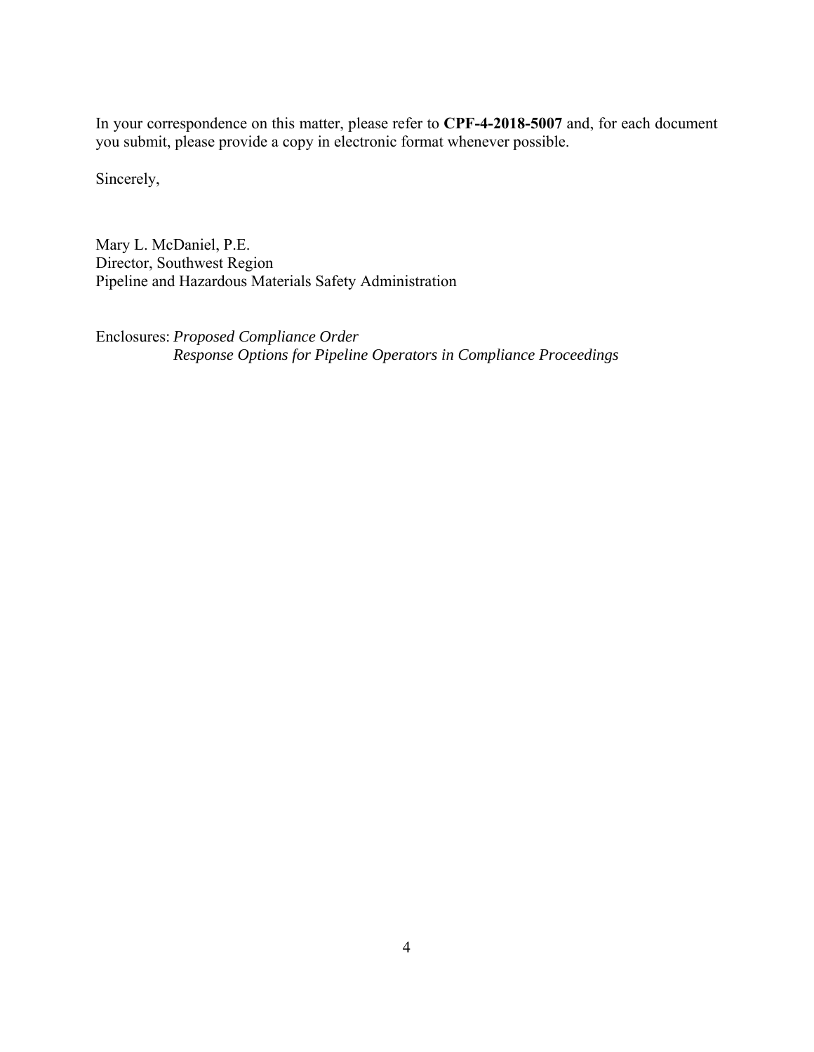In your correspondence on this matter, please refer to **CPF-4-2018-5007** and, for each document you submit, please provide a copy in electronic format whenever possible.

Sincerely,

Mary L. McDaniel, P.E.
Director, Southwest Region
Pipeline and Hazardous Materials Safety Administration

Enclosures: *Proposed Compliance Order*
*Response Options for Pipeline Operators in Compliance Proceedings*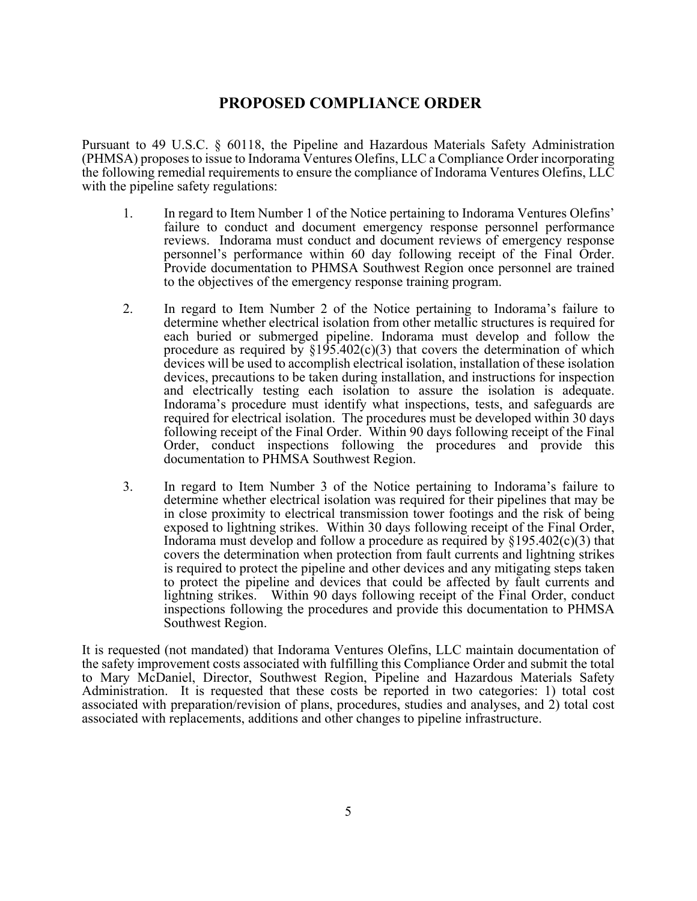# PROPOSED COMPLIANCE ORDER

Pursuant to 49 U.S.C. § 60118, the Pipeline and Hazardous Materials Safety Administration (PHMSA) proposes to issue to Indorama Ventures Olefins, LLC a Compliance Order incorporating the following remedial requirements to ensure the compliance of Indorama Ventures Olefins, LLC with the pipeline safety regulations:

1. In regard to Item Number 1 of the Notice pertaining to Indorama Ventures Olefins' failure to conduct and document emergency response personnel performance reviews. Indorama must conduct and document reviews of emergency response personnel's performance within 60 day following receipt of the Final Order. Provide documentation to PHMSA Southwest Region once personnel are trained to the objectives of the emergency response training program.

2. In regard to Item Number 2 of the Notice pertaining to Indorama's failure to determine whether electrical isolation from other metallic structures is required for each buried or submerged pipeline. Indorama must develop and follow the procedure as required by §195.402(c)(3) that covers the determination of which devices will be used to accomplish electrical isolation, installation of these isolation devices, precautions to be taken during installation, and instructions for inspection and electrically testing each isolation to assure the isolation is adequate. Indorama's procedure must identify what inspections, tests, and safeguards are required for electrical isolation. The procedures must be developed within 30 days following receipt of the Final Order. Within 90 days following receipt of the Final Order, conduct inspections following the procedures and provide this documentation to PHMSA Southwest Region.

3. In regard to Item Number 3 of the Notice pertaining to Indorama's failure to determine whether electrical isolation was required for their pipelines that may be in close proximity to electrical transmission tower footings and the risk of being exposed to lightning strikes. Within 30 days following receipt of the Final Order, Indorama must develop and follow a procedure as required by §195.402(c)(3) that covers the determination when protection from fault currents and lightning strikes is required to protect the pipeline and other devices and any mitigating steps taken to protect the pipeline and devices that could be affected by fault currents and lightning strikes. Within 90 days following receipt of the Final Order, conduct inspections following the procedures and provide this documentation to PHMSA Southwest Region.

It is requested (not mandated) that Indorama Ventures Olefins, LLC maintain documentation of the safety improvement costs associated with fulfilling this Compliance Order and submit the total to Mary McDaniel, Director, Southwest Region, Pipeline and Hazardous Materials Safety Administration. It is requested that these costs be reported in two categories: 1) total cost associated with preparation/revision of plans, procedures, studies and analyses, and 2) total cost associated with replacements, additions and other changes to pipeline infrastructure.